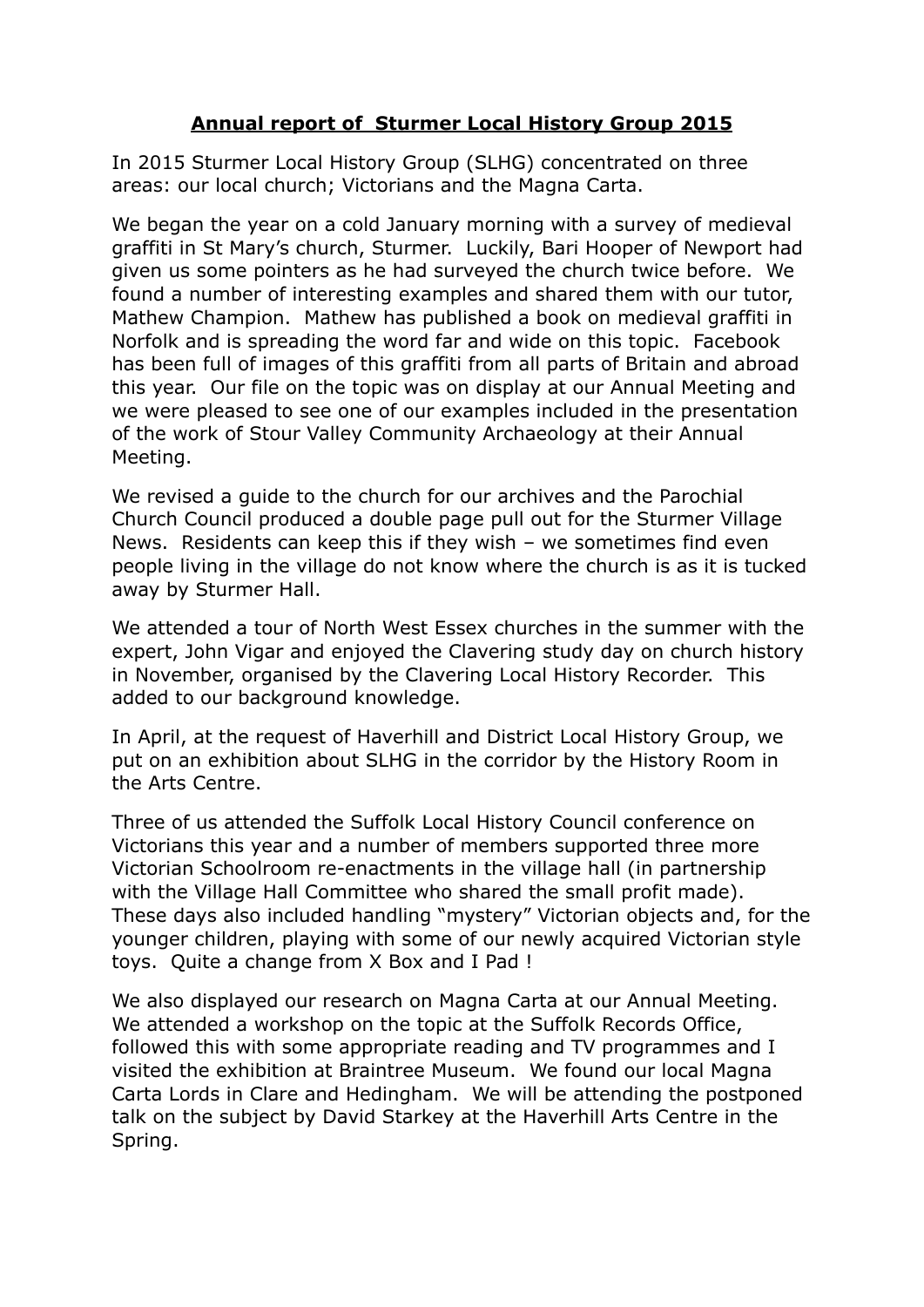# **Annual report of Sturmer Local History Group 2015**

In 2015 Sturmer Local History Group (SLHG) concentrated on three areas: our local church; Victorians and the Magna Carta.

We began the year on a cold January morning with a survey of medieval graffiti in St Mary's church, Sturmer. Luckily, Bari Hooper of Newport had given us some pointers as he had surveyed the church twice before. We found a number of interesting examples and shared them with our tutor, Mathew Champion. Mathew has published a book on medieval graffiti in Norfolk and is spreading the word far and wide on this topic. Facebook has been full of images of this graffiti from all parts of Britain and abroad this year. Our file on the topic was on display at our Annual Meeting and we were pleased to see one of our examples included in the presentation of the work of Stour Valley Community Archaeology at their Annual Meeting.

We revised a guide to the church for our archives and the Parochial Church Council produced a double page pull out for the Sturmer Village News. Residents can keep this if they wish – we sometimes find even people living in the village do not know where the church is as it is tucked away by Sturmer Hall.

We attended a tour of North West Essex churches in the summer with the expert, John Vigar and enjoyed the Clavering study day on church history in November, organised by the Clavering Local History Recorder. This added to our background knowledge.

In April, at the request of Haverhill and District Local History Group, we put on an exhibition about SLHG in the corridor by the History Room in the Arts Centre.

Three of us attended the Suffolk Local History Council conference on Victorians this year and a number of members supported three more Victorian Schoolroom re-enactments in the village hall (in partnership with the Village Hall Committee who shared the small profit made). These days also included handling "mystery" Victorian objects and, for the younger children, playing with some of our newly acquired Victorian style toys. Quite a change from X Box and I Pad !

We also displayed our research on Magna Carta at our Annual Meeting. We attended a workshop on the topic at the Suffolk Records Office, followed this with some appropriate reading and TV programmes and I visited the exhibition at Braintree Museum. We found our local Magna Carta Lords in Clare and Hedingham. We will be attending the postponed talk on the subject by David Starkey at the Haverhill Arts Centre in the Spring.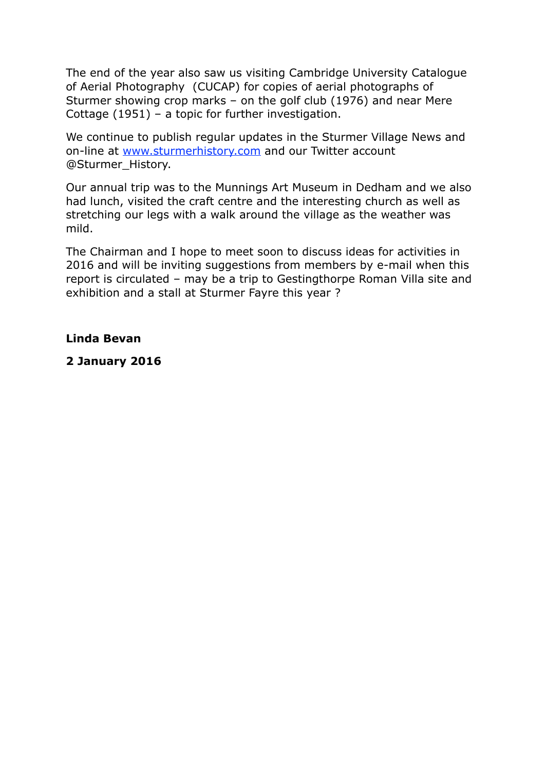The end of the year also saw us visiting Cambridge University Catalogue of Aerial Photography (CUCAP) for copies of aerial photographs of Sturmer showing crop marks – on the golf club (1976) and near Mere Cottage (1951) – a topic for further investigation.

We continue to publish regular updates in the Sturmer Village News and on-line at [www.sturmerhistory.com](http://www.sturmerhistory.com) and our Twitter account @Sturmer_History.

Our annual trip was to the Munnings Art Museum in Dedham and we also had lunch, visited the craft centre and the interesting church as well as stretching our legs with a walk around the village as the weather was mild.

The Chairman and I hope to meet soon to discuss ideas for activities in 2016 and will be inviting suggestions from members by e-mail when this report is circulated – may be a trip to Gestingthorpe Roman Villa site and exhibition and a stall at Sturmer Fayre this year ?

**Linda Bevan**

**2 January 2016**